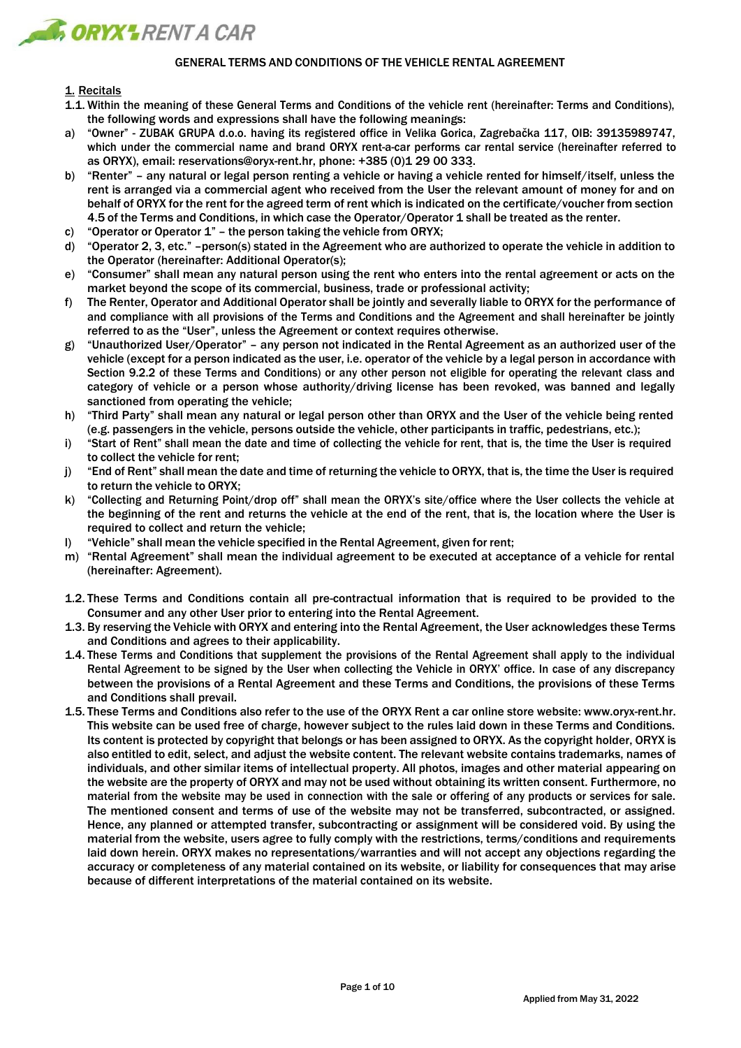# GENERAL TERMS AND CONDITIONS OF THE VEHICLE RENTAL AGREEMENT

## 1. Recitals

1.1. Within the meaning of these General Terms and Conditions of the vehicle rent (hereinafter: Terms and Conditions), the following words and expressions shall have the following meanings:

a) "Owner" - ZUBAK GRUPA d.o.o. having its registered office in Velika Gorica, Zagrebačka 117, OIB: 39135989747, which under the commercial name and brand ORYX rent-a-car performs car rental service (hereinafter referred to as ORYX), email: reservations@oryx-rent.hr, phone: +385 (0)1 29 00 333.

b) "Renter" – any natural or legal person renting a vehicle or having a vehicle rented for himself/itself, unless the rent is arranged via a commercial agent who received from the User the relevant amount of money for and on behalf of ORYX for the rent for the agreed term of rent which is indicated on the certificate/voucher from section 4.5 of the Terms and Conditions, in which case the Operator/Operator 1 shall be treated as the renter.

c) "Operator or Operator 1" – the person taking the vehicle from ORYX;

d) "Operator 2, 3, etc." –person(s) stated in the Agreement who are authorized to operate the vehicle in addition to the Operator (hereinafter: Additional Operator(s);

e) "Consumer" shall mean any natural person using the rent who enters into the rental agreement or acts on the market beyond the scope of its commercial, business, trade or professional activity;

f) The Renter, Operator and Additional Operator shall be jointly and severally liable to ORYX for the performance of and compliance with all provisions of the Terms and Conditions and the Agreement and shall hereinafter be jointly referred to as the "User", unless the Agreement or context requires otherwise.

g) "Unauthorized User/Operator" – any person not indicated in the Rental Agreement as an authorized user of the vehicle (except for a person indicated as the user, i.e. operator of the vehicle by a legal person in accordance with Section 9.2.2 of these Terms and Conditions) or any other person not eligible for operating the relevant class and category of vehicle or a person whose authority/driving license has been revoked, was banned and legally sanctioned from operating the vehicle;

h) "Third Party" shall mean any natural or legal person other than ORYX and the User of the vehicle being rented (e.g. passengers in the vehicle, persons outside the vehicle, other participants in traffic, pedestrians, etc.);

i) "Start of Rent" shall mean the date and time of collecting the vehicle for rent, that is, the time the User is required to collect the vehicle for rent;

j) "End of Rent" shall mean the date and time of returning the vehicle to ORYX, that is, the time the User is required to return the vehicle to ORYX;

k) "Collecting and Returning Point/drop off" shall mean the ORYX's site/office where the User collects the vehicle at the beginning of the rent and returns the vehicle at the end of the rent, that is, the location where the User is required to collect and return the vehicle;

l) "Vehicle" shall mean the vehicle specified in the Rental Agreement, given for rent;

m) "Rental Agreement" shall mean the individual agreement to be executed at acceptance of a vehicle for rental (hereinafter: Agreement).

1.2. These Terms and Conditions contain all pre-contractual information that is required to be provided to the Consumer and any other User prior to entering into the Rental Agreement.

1.3. By reserving the Vehicle with ORYX and entering into the Rental Agreement, the User acknowledges these Terms and Conditions and agrees to their applicability.

1.4. These Terms and Conditions that supplement the provisions of the Rental Agreement shall apply to the individual Rental Agreement to be signed by the User when collecting the Vehicle in ORYX' office. In case of any discrepancy between the provisions of a Rental Agreement and these Terms and Conditions, the provisions of these Terms and Conditions shall prevail.

1.5. These Terms and Conditions also refer to the use of the ORYX Rent a car online store website: www.oryx-rent.hr. This website can be used free of charge, however subject to the rules laid down in these Terms and Conditions. Its content is protected by copyright that belongs or has been assigned to ORYX. As the copyright holder, ORYX is also entitled to edit, select, and adjust the website content. The relevant website contains trademarks, names of individuals, and other similar items of intellectual property. All photos, images and other material appearing on the website are the property of ORYX and may not be used without obtaining its written consent. Furthermore, no material from the website may be used in connection with the sale or offering of any products or services for sale. The mentioned consent and terms of use of the website may not be transferred, subcontracted, or assigned. Hence, any planned or attempted transfer, subcontracting or assignment will be considered void. By using the material from the website, users agree to fully comply with the restrictions, terms/conditions and requirements laid down herein. ORYX makes no representations/warranties and will not accept any objections regarding the accuracy or completeness of any material contained on its website, or liability for consequences that may arise because of different interpretations of the material contained on its website.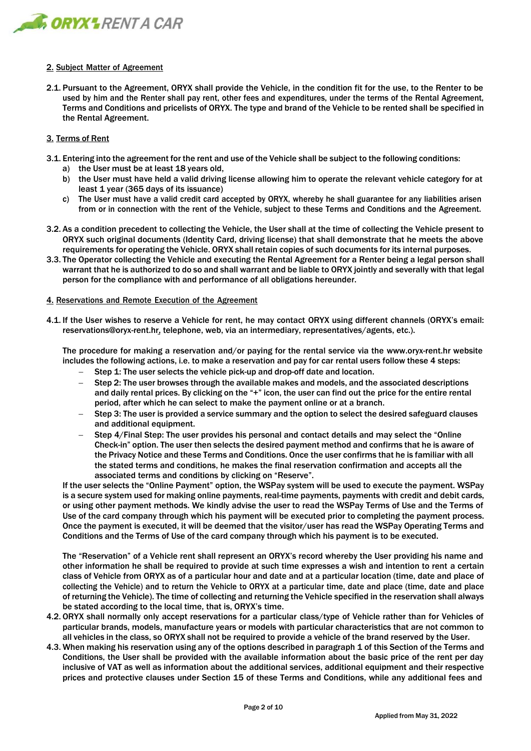## 2. Subject Matter of Agreement

2.1. Pursuant to the Agreement, ORYX shall provide the Vehicle, in the condition fit for the use, to the Renter to be used by him and the Renter shall pay rent, other fees and expenditures, under the terms of the Rental Agreement, Terms and Conditions and pricelists of ORYX. The type and brand of the Vehicle to be rented shall be specified in the Rental Agreement.

## 3. Terms of Rent

3.1. Entering into the agreement for the rent and use of the Vehicle shall be subject to the following conditions:

a) the User must be at least 18 years old,

b) the User must have held a valid driving license allowing him to operate the relevant vehicle category for at least 1 year (365 days of its issuance)

c) The User must have a valid credit card accepted by ORYX, whereby he shall guarantee for any liabilities arisen from or in connection with the rent of the Vehicle, subject to these Terms and Conditions and the Agreement.

3.2. As a condition precedent to collecting the Vehicle, the User shall at the time of collecting the Vehicle present to ORYX such original documents (Identity Card, driving license) that shall demonstrate that he meets the above requirements for operating the Vehicle. ORYX shall retain copies of such documents for its internal purposes.

3.3. The Operator collecting the Vehicle and executing the Rental Agreement for a Renter being a legal person shall warrant that he is authorized to do so and shall warrant and be liable to ORYX jointly and severally with that legal person for the compliance with and performance of all obligations hereunder.

## 4. Reservations and Remote Execution of the Agreement

4.1. If the User wishes to reserve a Vehicle for rent, he may contact ORYX using different channels (ORYX's email: reservations@oryx-rent.hr, telephone, web, via an intermediary, representatives/agents, etc.).

The procedure for making a reservation and/or paying for the rental service via the www.oryx-rent.hr website includes the following actions, i.e. to make a reservation and pay for car rental users follow these 4 steps:

- Step 1: The user selects the vehicle pick-up and drop-off date and location.
- Step 2: The user browses through the available makes and models, and the associated descriptions and daily rental prices. By clicking on the "+" icon, the user can find out the price for the entire rental period, after which he can select to make the payment online or at a branch.
- Step 3: The user is provided a service summary and the option to select the desired safeguard clauses and additional equipment.
- Step 4/Final Step: The user provides his personal and contact details and may select the "Online Check-in" option. The user then selects the desired payment method and confirms that he is aware of the Privacy Notice and these Terms and Conditions. Once the user confirms that he is familiar with all the stated terms and conditions, he makes the final reservation confirmation and accepts all the associated terms and conditions by clicking on "Reserve".

If the user selects the "Online Payment" option, the WSPay system will be used to execute the payment. WSPay is a secure system used for making online payments, real-time payments, payments with credit and debit cards, or using other payment methods. We kindly advise the user to read the WSPay Terms of Use and the Terms of Use of the card company through which his payment will be executed prior to completing the payment process. Once the payment is executed, it will be deemed that the visitor/user has read the WSPay Operating Terms and Conditions and the Terms of Use of the card company through which his payment is to be executed.

The "Reservation" of a Vehicle rent shall represent an ORYX's record whereby the User providing his name and other information he shall be required to provide at such time expresses a wish and intention to rent a certain class of Vehicle from ORYX as of a particular hour and date and at a particular location (time, date and place of collecting the Vehicle) and to return the Vehicle to ORYX at a particular time, date and place (time, date and place of returning the Vehicle). The time of collecting and returning the Vehicle specified in the reservation shall always be stated according to the local time, that is, ORYX's time.

4.2. ORYX shall normally only accept reservations for a particular class/type of Vehicle rather than for Vehicles of particular brands, models, manufacture years or models with particular characteristics that are not common to all vehicles in the class, so ORYX shall not be required to provide a vehicle of the brand reserved by the User.

4.3. When making his reservation using any of the options described in paragraph 1 of this Section of the Terms and Conditions, the User shall be provided with the available information about the basic price of the rent per day inclusive of VAT as well as information about the additional services, additional equipment and their respective prices and protective clauses under Section 15 of these Terms and Conditions, while any additional fees and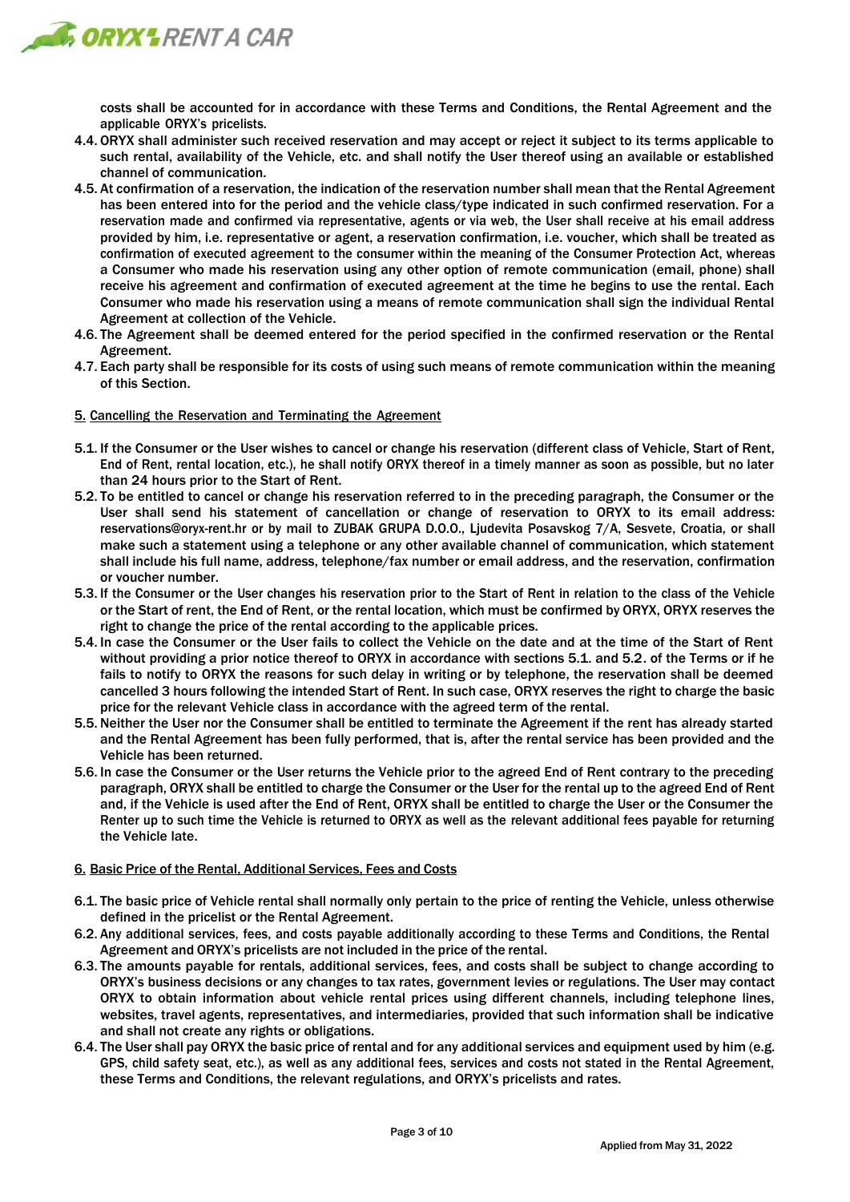costs shall be accounted for in accordance with these Terms and Conditions, the Rental Agreement and the applicable ORYX's pricelists.

4.4. ORYX shall administer such received reservation and may accept or reject it subject to its terms applicable to such rental, availability of the Vehicle, etc. and shall notify the User thereof using an available or established channel of communication.

4.5. At confirmation of a reservation, the indication of the reservation number shall mean that the Rental Agreement has been entered into for the period and the vehicle class/type indicated in such confirmed reservation. For a reservation made and confirmed via representative, agents or via web, the User shall receive at his email address provided by him, i.e. representative or agent, a reservation confirmation, i.e. voucher, which shall be treated as confirmation of executed agreement to the consumer within the meaning of the Consumer Protection Act, whereas a Consumer who made his reservation using any other option of remote communication (email, phone) shall receive his agreement and confirmation of executed agreement at the time he begins to use the rental. Each Consumer who made his reservation using a means of remote communication shall sign the individual Rental Agreement at collection of the Vehicle.

4.6. The Agreement shall be deemed entered for the period specified in the confirmed reservation or the Rental Agreement.

4.7. Each party shall be responsible for its costs of using such means of remote communication within the meaning of this Section.

## 5. Cancelling the Reservation and Terminating the Agreement

5.1. If the Consumer or the User wishes to cancel or change his reservation (different class of Vehicle, Start of Rent, End of Rent, rental location, etc.), he shall notify ORYX thereof in a timely manner as soon as possible, but no later than 24 hours prior to the Start of Rent.

5.2. To be entitled to cancel or change his reservation referred to in the preceding paragraph, the Consumer or the User shall send his statement of cancellation or change of reservation to ORYX to its email address: reservations@oryx-rent.hr or by mail to ZUBAK GRUPA D.O.O., Ljudevita Posavskog 7/A, Sesvete, Croatia, or shall make such a statement using a telephone or any other available channel of communication, which statement shall include his full name, address, telephone/fax number or email address, and the reservation, confirmation or voucher number.

5.3. If the Consumer or the User changes his reservation prior to the Start of Rent in relation to the class of the Vehicle or the Start of rent, the End of Rent, or the rental location, which must be confirmed by ORYX, ORYX reserves the right to change the price of the rental according to the applicable prices.

5.4. In case the Consumer or the User fails to collect the Vehicle on the date and at the time of the Start of Rent without providing a prior notice thereof to ORYX in accordance with sections 5.1. and 5.2. of the Terms or if he fails to notify to ORYX the reasons for such delay in writing or by telephone, the reservation shall be deemed cancelled 3 hours following the intended Start of Rent. In such case, ORYX reserves the right to charge the basic price for the relevant Vehicle class in accordance with the agreed term of the rental.

5.5. Neither the User nor the Consumer shall be entitled to terminate the Agreement if the rent has already started and the Rental Agreement has been fully performed, that is, after the rental service has been provided and the Vehicle has been returned.

5.6. In case the Consumer or the User returns the Vehicle prior to the agreed End of Rent contrary to the preceding paragraph, ORYX shall be entitled to charge the Consumer or the User for the rental up to the agreed End of Rent and, if the Vehicle is used after the End of Rent, ORYX shall be entitled to charge the User or the Consumer the Renter up to such time the Vehicle is returned to ORYX as well as the relevant additional fees payable for returning the Vehicle late.

## 6. Basic Price of the Rental, Additional Services, Fees and Costs

6.1. The basic price of Vehicle rental shall normally only pertain to the price of renting the Vehicle, unless otherwise defined in the pricelist or the Rental Agreement.

6.2. Any additional services, fees, and costs payable additionally according to these Terms and Conditions, the Rental Agreement and ORYX's pricelists are not included in the price of the rental.

6.3. The amounts payable for rentals, additional services, fees, and costs shall be subject to change according to ORYX's business decisions or any changes to tax rates, government levies or regulations. The User may contact ORYX to obtain information about vehicle rental prices using different channels, including telephone lines, websites, travel agents, representatives, and intermediaries, provided that such information shall be indicative and shall not create any rights or obligations.

6.4. The User shall pay ORYX the basic price of rental and for any additional services and equipment used by him (e.g. GPS, child safety seat, etc.), as well as any additional fees, services and costs not stated in the Rental Agreement, these Terms and Conditions, the relevant regulations, and ORYX's pricelists and rates.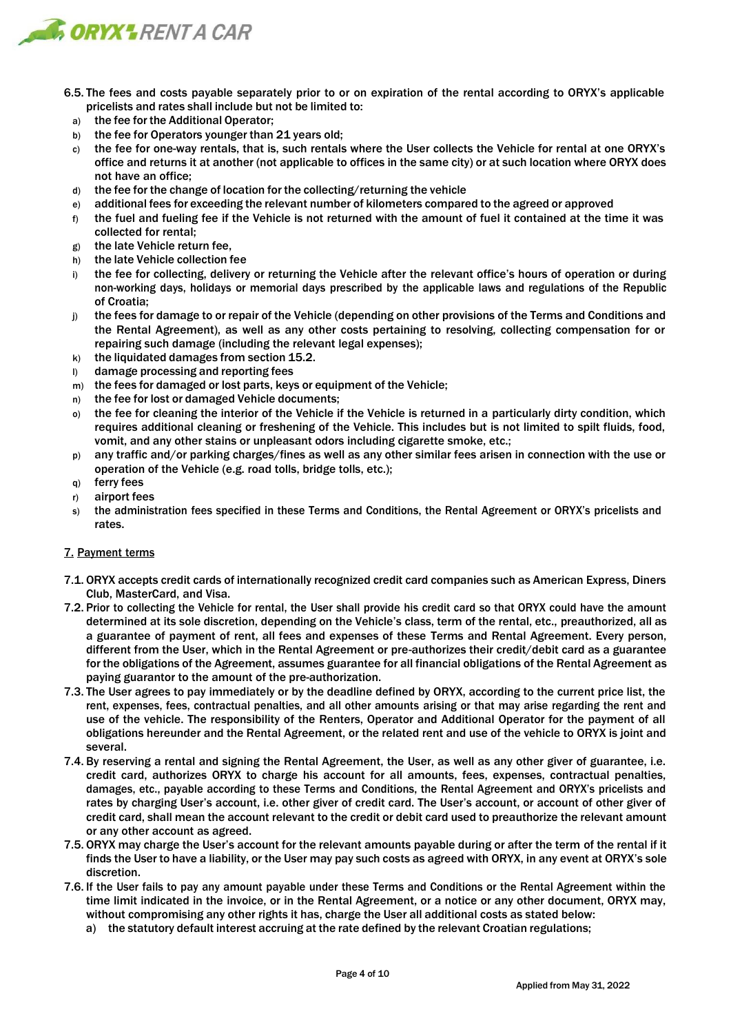6.5. The fees and costs payable separately prior to or on expiration of the rental according to ORYX's applicable pricelists and rates shall include but not be limited to:

a) the fee for the Additional Operator;
b) the fee for Operators younger than 21 years old;
c) the fee for one-way rentals, that is, such rentals where the User collects the Vehicle for rental at one ORYX's office and returns it at another (not applicable to offices in the same city) or at such location where ORYX does not have an office;
d) the fee for the change of location for the collecting/returning the vehicle
e) additional fees for exceeding the relevant number of kilometers compared to the agreed or approved
f) the fuel and fueling fee if the Vehicle is not returned with the amount of fuel it contained at the time it was collected for rental;
g) the late Vehicle return fee,
h) the late Vehicle collection fee
i) the fee for collecting, delivery or returning the Vehicle after the relevant office's hours of operation or during non-working days, holidays or memorial days prescribed by the applicable laws and regulations of the Republic of Croatia;
j) the fees for damage to or repair of the Vehicle (depending on other provisions of the Terms and Conditions and the Rental Agreement), as well as any other costs pertaining to resolving, collecting compensation for or repairing such damage (including the relevant legal expenses);
k) the liquidated damages from section 15.2.
l) damage processing and reporting fees
m) the fees for damaged or lost parts, keys or equipment of the Vehicle;
n) the fee for lost or damaged Vehicle documents;
o) the fee for cleaning the interior of the Vehicle if the Vehicle is returned in a particularly dirty condition, which requires additional cleaning or freshening of the Vehicle. This includes but is not limited to spilt fluids, food, vomit, and any other stains or unpleasant odors including cigarette smoke, etc.;
p) any traffic and/or parking charges/fines as well as any other similar fees arisen in connection with the use or operation of the Vehicle (e.g. road tolls, bridge tolls, etc.);
q) ferry fees
r) airport fees
s) the administration fees specified in these Terms and Conditions, the Rental Agreement or ORYX's pricelists and rates.

## 7. Payment terms

7.1. ORYX accepts credit cards of internationally recognized credit card companies such as American Express, Diners Club, MasterCard, and Visa.

7.2. Prior to collecting the Vehicle for rental, the User shall provide his credit card so that ORYX could have the amount determined at its sole discretion, depending on the Vehicle's class, term of the rental, etc., preauthorized, all as a guarantee of payment of rent, all fees and expenses of these Terms and Rental Agreement. Every person, different from the User, which in the Rental Agreement or pre-authorizes their credit/debit card as a guarantee for the obligations of the Agreement, assumes guarantee for all financial obligations of the Rental Agreement as paying guarantor to the amount of the pre-authorization.

7.3. The User agrees to pay immediately or by the deadline defined by ORYX, according to the current price list, the rent, expenses, fees, contractual penalties, and all other amounts arising or that may arise regarding the rent and use of the vehicle. The responsibility of the Renters, Operator and Additional Operator for the payment of all obligations hereunder and the Rental Agreement, or the related rent and use of the vehicle to ORYX is joint and several.

7.4. By reserving a rental and signing the Rental Agreement, the User, as well as any other giver of guarantee, i.e. credit card, authorizes ORYX to charge his account for all amounts, fees, expenses, contractual penalties, damages, etc., payable according to these Terms and Conditions, the Rental Agreement and ORYX's pricelists and rates by charging User's account, i.e. other giver of credit card. The User's account, or account of other giver of credit card, shall mean the account relevant to the credit or debit card used to preauthorize the relevant amount or any other account as agreed.

7.5. ORYX may charge the User's account for the relevant amounts payable during or after the term of the rental if it finds the User to have a liability, or the User may pay such costs as agreed with ORYX, in any event at ORYX's sole discretion.

7.6. If the User fails to pay any amount payable under these Terms and Conditions or the Rental Agreement within the time limit indicated in the invoice, or in the Rental Agreement, or a notice or any other document, ORYX may, without compromising any other rights it has, charge the User all additional costs as stated below:

a) the statutory default interest accruing at the rate defined by the relevant Croatian regulations;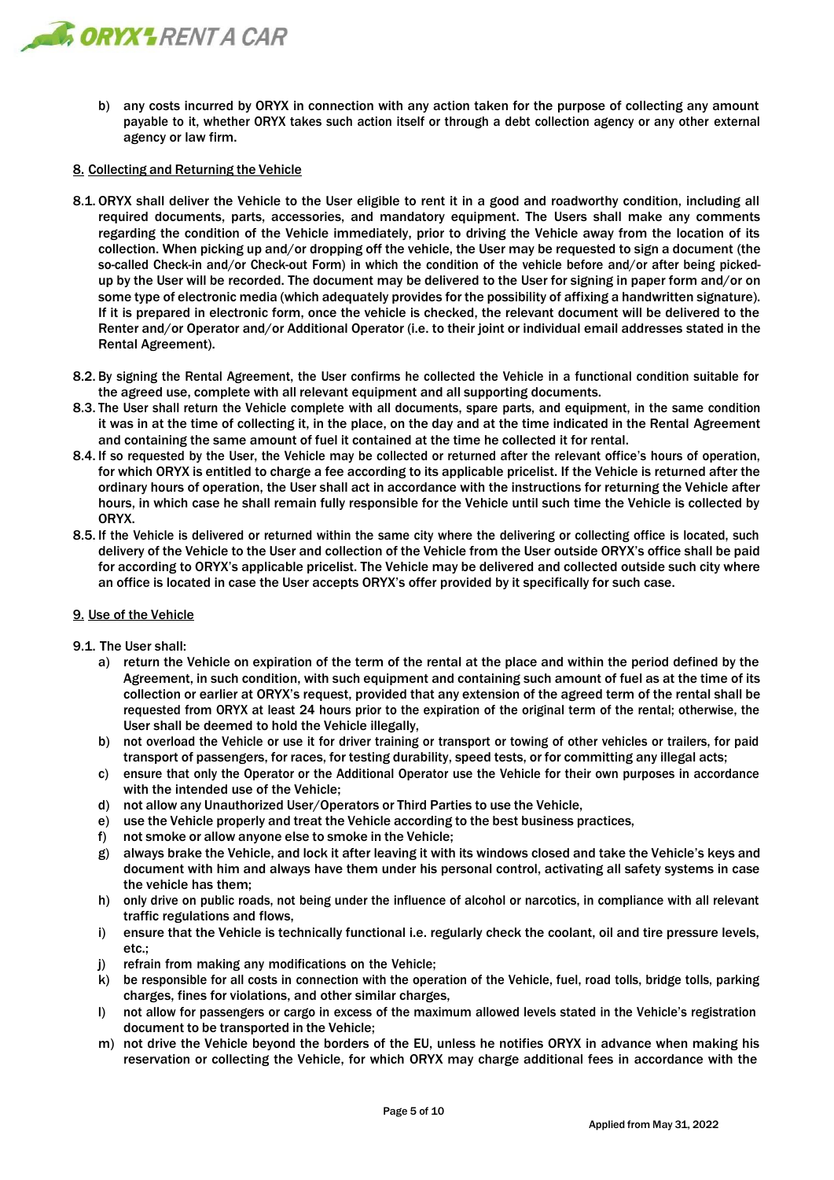b) any costs incurred by ORYX in connection with any action taken for the purpose of collecting any amount payable to it, whether ORYX takes such action itself or through a debt collection agency or any other external agency or law firm.

## 8. Collecting and Returning the Vehicle

8.1. ORYX shall deliver the Vehicle to the User eligible to rent it in a good and roadworthy condition, including all required documents, parts, accessories, and mandatory equipment. The Users shall make any comments regarding the condition of the Vehicle immediately, prior to driving the Vehicle away from the location of its collection. When picking up and/or dropping off the vehicle, the User may be requested to sign a document (the so-called Check-in and/or Check-out Form) in which the condition of the vehicle before and/or after being picked-up by the User will be recorded. The document may be delivered to the User for signing in paper form and/or on some type of electronic media (which adequately provides for the possibility of affixing a handwritten signature). If it is prepared in electronic form, once the vehicle is checked, the relevant document will be delivered to the Renter and/or Operator and/or Additional Operator (i.e. to their joint or individual email addresses stated in the Rental Agreement).

8.2. By signing the Rental Agreement, the User confirms he collected the Vehicle in a functional condition suitable for the agreed use, complete with all relevant equipment and all supporting documents.

8.3. The User shall return the Vehicle complete with all documents, spare parts, and equipment, in the same condition it was in at the time of collecting it, in the place, on the day and at the time indicated in the Rental Agreement and containing the same amount of fuel it contained at the time he collected it for rental.

8.4. If so requested by the User, the Vehicle may be collected or returned after the relevant office's hours of operation, for which ORYX is entitled to charge a fee according to its applicable pricelist. If the Vehicle is returned after the ordinary hours of operation, the User shall act in accordance with the instructions for returning the Vehicle after hours, in which case he shall remain fully responsible for the Vehicle until such time the Vehicle is collected by ORYX.

8.5. If the Vehicle is delivered or returned within the same city where the delivering or collecting office is located, such delivery of the Vehicle to the User and collection of the Vehicle from the User outside ORYX's office shall be paid for according to ORYX's applicable pricelist. The Vehicle may be delivered and collected outside such city where an office is located in case the User accepts ORYX's offer provided by it specifically for such case.

## 9. Use of the Vehicle

9.1. The User shall:

a) return the Vehicle on expiration of the term of the rental at the place and within the period defined by the Agreement, in such condition, with such equipment and containing such amount of fuel as at the time of its collection or earlier at ORYX's request, provided that any extension of the agreed term of the rental shall be requested from ORYX at least 24 hours prior to the expiration of the original term of the rental; otherwise, the User shall be deemed to hold the Vehicle illegally,

b) not overload the Vehicle or use it for driver training or transport or towing of other vehicles or trailers, for paid transport of passengers, for races, for testing durability, speed tests, or for committing any illegal acts;

c) ensure that only the Operator or the Additional Operator use the Vehicle for their own purposes in accordance with the intended use of the Vehicle;

d) not allow any Unauthorized User/Operators or Third Parties to use the Vehicle,

e) use the Vehicle properly and treat the Vehicle according to the best business practices,

f) not smoke or allow anyone else to smoke in the Vehicle;

g) always brake the Vehicle, and lock it after leaving it with its windows closed and take the Vehicle's keys and document with him and always have them under his personal control, activating all safety systems in case the vehicle has them;

h) only drive on public roads, not being under the influence of alcohol or narcotics, in compliance with all relevant traffic regulations and flows,

i) ensure that the Vehicle is technically functional i.e. regularly check the coolant, oil and tire pressure levels, etc.;

j) refrain from making any modifications on the Vehicle;

k) be responsible for all costs in connection with the operation of the Vehicle, fuel, road tolls, bridge tolls, parking charges, fines for violations, and other similar charges,

l) not allow for passengers or cargo in excess of the maximum allowed levels stated in the Vehicle's registration document to be transported in the Vehicle;

m) not drive the Vehicle beyond the borders of the EU, unless he notifies ORYX in advance when making his reservation or collecting the Vehicle, for which ORYX may charge additional fees in accordance with the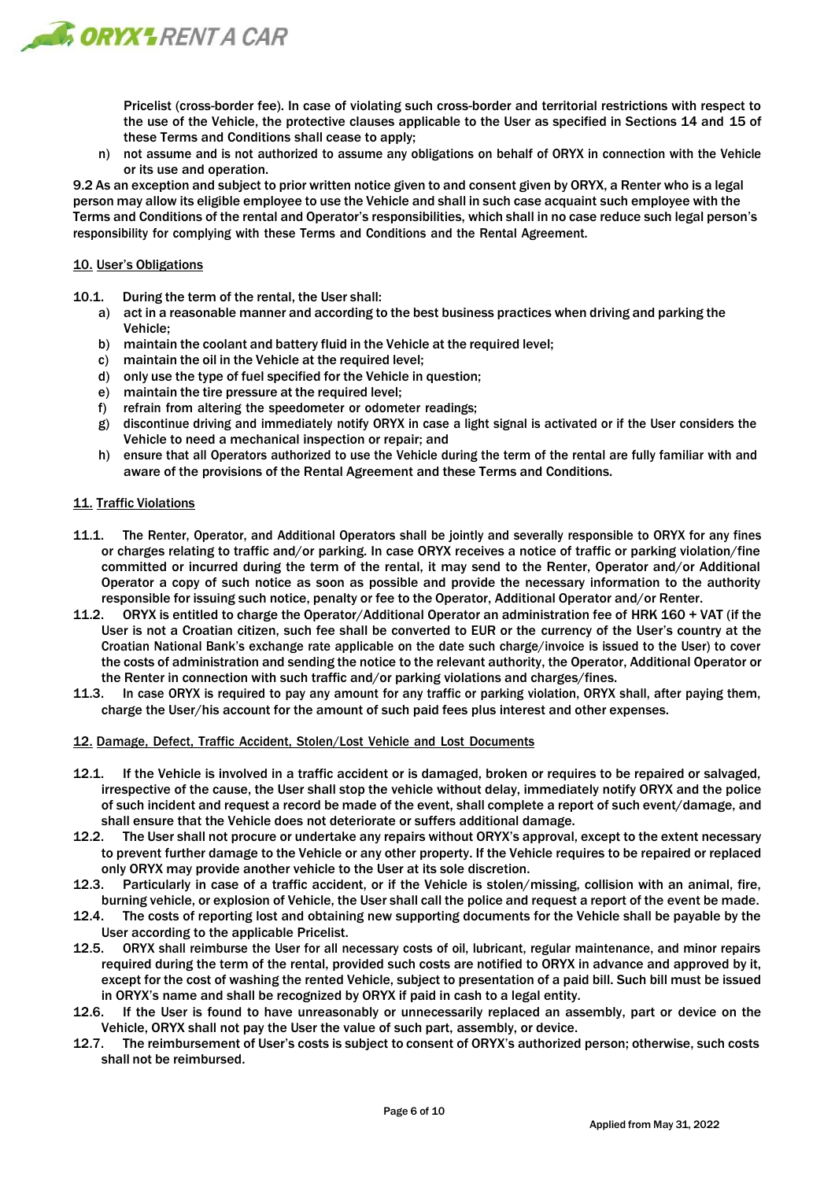Pricelist (cross-border fee). In case of violating such cross-border and territorial restrictions with respect to the use of the Vehicle, the protective clauses applicable to the User as specified in Sections 14 and 15 of these Terms and Conditions shall cease to apply;

n) not assume and is not authorized to assume any obligations on behalf of ORYX in connection with the Vehicle or its use and operation.

9.2 As an exception and subject to prior written notice given to and consent given by ORYX, a Renter who is a legal person may allow its eligible employee to use the Vehicle and shall in such case acquaint such employee with the Terms and Conditions of the rental and Operator's responsibilities, which shall in no case reduce such legal person's responsibility for complying with these Terms and Conditions and the Rental Agreement.

## 10. User's Obligations

10.1. During the term of the rental, the User shall:

a) act in a reasonable manner and according to the best business practices when driving and parking the Vehicle;
b) maintain the coolant and battery fluid in the Vehicle at the required level;
c) maintain the oil in the Vehicle at the required level;
d) only use the type of fuel specified for the Vehicle in question;
e) maintain the tire pressure at the required level;
f) refrain from altering the speedometer or odometer readings;
g) discontinue driving and immediately notify ORYX in case a light signal is activated or if the User considers the Vehicle to need a mechanical inspection or repair; and
h) ensure that all Operators authorized to use the Vehicle during the term of the rental are fully familiar with and aware of the provisions of the Rental Agreement and these Terms and Conditions.

## 11. Traffic Violations

11.1. The Renter, Operator, and Additional Operators shall be jointly and severally responsible to ORYX for any fines or charges relating to traffic and/or parking. In case ORYX receives a notice of traffic or parking violation/fine committed or incurred during the term of the rental, it may send to the Renter, Operator and/or Additional Operator a copy of such notice as soon as possible and provide the necessary information to the authority responsible for issuing such notice, penalty or fee to the Operator, Additional Operator and/or Renter.

11.2. ORYX is entitled to charge the Operator/Additional Operator an administration fee of HRK 160 + VAT (if the User is not a Croatian citizen, such fee shall be converted to EUR or the currency of the User's country at the Croatian National Bank's exchange rate applicable on the date such charge/invoice is issued to the User) to cover the costs of administration and sending the notice to the relevant authority, the Operator, Additional Operator or the Renter in connection with such traffic and/or parking violations and charges/fines.

11.3. In case ORYX is required to pay any amount for any traffic or parking violation, ORYX shall, after paying them, charge the User/his account for the amount of such paid fees plus interest and other expenses.

## 12. Damage, Defect, Traffic Accident, Stolen/Lost Vehicle and Lost Documents

12.1. If the Vehicle is involved in a traffic accident or is damaged, broken or requires to be repaired or salvaged, irrespective of the cause, the User shall stop the vehicle without delay, immediately notify ORYX and the police of such incident and request a record be made of the event, shall complete a report of such event/damage, and shall ensure that the Vehicle does not deteriorate or suffers additional damage.

12.2. The User shall not procure or undertake any repairs without ORYX's approval, except to the extent necessary to prevent further damage to the Vehicle or any other property. If the Vehicle requires to be repaired or replaced only ORYX may provide another vehicle to the User at its sole discretion.

12.3. Particularly in case of a traffic accident, or if the Vehicle is stolen/missing, collision with an animal, fire, burning vehicle, or explosion of Vehicle, the User shall call the police and request a report of the event be made.

12.4. The costs of reporting lost and obtaining new supporting documents for the Vehicle shall be payable by the User according to the applicable Pricelist.

12.5. ORYX shall reimburse the User for all necessary costs of oil, lubricant, regular maintenance, and minor repairs required during the term of the rental, provided such costs are notified to ORYX in advance and approved by it, except for the cost of washing the rented Vehicle, subject to presentation of a paid bill. Such bill must be issued in ORYX's name and shall be recognized by ORYX if paid in cash to a legal entity.

12.6. If the User is found to have unreasonably or unnecessarily replaced an assembly, part or device on the Vehicle, ORYX shall not pay the User the value of such part, assembly, or device.

12.7. The reimbursement of User's costs is subject to consent of ORYX's authorized person; otherwise, such costs shall not be reimbursed.

Applied from May 31, 2022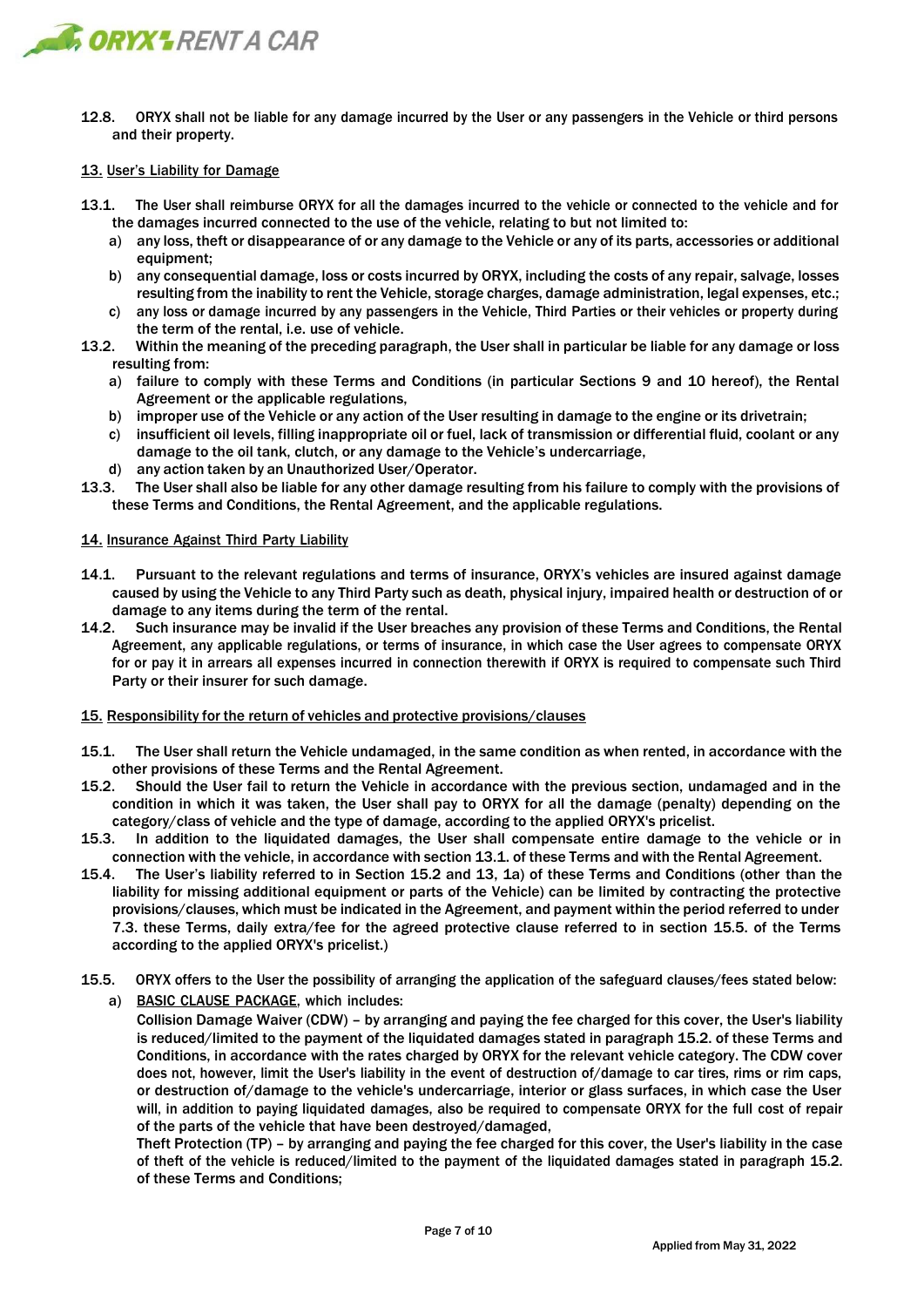12.8. ORYX shall not be liable for any damage incurred by the User or any passengers in the Vehicle or third persons and their property.

## 13. User's Liability for Damage

13.1. The User shall reimburse ORYX for all the damages incurred to the vehicle or connected to the vehicle and for the damages incurred connected to the use of the vehicle, relating to but not limited to:

a) any loss, theft or disappearance of or any damage to the Vehicle or any of its parts, accessories or additional equipment;

b) any consequential damage, loss or costs incurred by ORYX, including the costs of any repair, salvage, losses resulting from the inability to rent the Vehicle, storage charges, damage administration, legal expenses, etc.;

c) any loss or damage incurred by any passengers in the Vehicle, Third Parties or their vehicles or property during the term of the rental, i.e. use of vehicle.

13.2. Within the meaning of the preceding paragraph, the User shall in particular be liable for any damage or loss resulting from:

a) failure to comply with these Terms and Conditions (in particular Sections 9 and 10 hereof), the Rental Agreement or the applicable regulations,

b) improper use of the Vehicle or any action of the User resulting in damage to the engine or its drivetrain;

c) insufficient oil levels, filling inappropriate oil or fuel, lack of transmission or differential fluid, coolant or any damage to the oil tank, clutch, or any damage to the Vehicle's undercarriage,

d) any action taken by an Unauthorized User/Operator.

13.3. The User shall also be liable for any other damage resulting from his failure to comply with the provisions of these Terms and Conditions, the Rental Agreement, and the applicable regulations.

## 14. Insurance Against Third Party Liability

14.1. Pursuant to the relevant regulations and terms of insurance, ORYX's vehicles are insured against damage caused by using the Vehicle to any Third Party such as death, physical injury, impaired health or destruction of or damage to any items during the term of the rental.

14.2. Such insurance may be invalid if the User breaches any provision of these Terms and Conditions, the Rental Agreement, any applicable regulations, or terms of insurance, in which case the User agrees to compensate ORYX for or pay it in arrears all expenses incurred in connection therewith if ORYX is required to compensate such Third Party or their insurer for such damage.

## 15. Responsibility for the return of vehicles and protective provisions/clauses

15.1. The User shall return the Vehicle undamaged, in the same condition as when rented, in accordance with the other provisions of these Terms and the Rental Agreement.

15.2. Should the User fail to return the Vehicle in accordance with the previous section, undamaged and in the condition in which it was taken, the User shall pay to ORYX for all the damage (penalty) depending on the category/class of vehicle and the type of damage, according to the applied ORYX's pricelist.

15.3. In addition to the liquidated damages, the User shall compensate entire damage to the vehicle or in connection with the vehicle, in accordance with section 13.1. of these Terms and with the Rental Agreement.

15.4. The User's liability referred to in Section 15.2 and 13, 1a) of these Terms and Conditions (other than the liability for missing additional equipment or parts of the Vehicle) can be limited by contracting the protective provisions/clauses, which must be indicated in the Agreement, and payment within the period referred to under 7.3. these Terms, daily extra/fee for the agreed protective clause referred to in section 15.5. of the Terms according to the applied ORYX's pricelist.)

15.5. ORYX offers to the User the possibility of arranging the application of the safeguard clauses/fees stated below:

a) BASIC CLAUSE PACKAGE, which includes:

Collision Damage Waiver (CDW) – by arranging and paying the fee charged for this cover, the User's liability is reduced/limited to the payment of the liquidated damages stated in paragraph 15.2. of these Terms and Conditions, in accordance with the rates charged by ORYX for the relevant vehicle category. The CDW cover does not, however, limit the User's liability in the event of destruction of/damage to car tires, rims or rim caps, or destruction of/damage to the vehicle's undercarriage, interior or glass surfaces, in which case the User will, in addition to paying liquidated damages, also be required to compensate ORYX for the full cost of repair of the parts of the vehicle that have been destroyed/damaged,

Theft Protection (TP) – by arranging and paying the fee charged for this cover, the User's liability in the case of theft of the vehicle is reduced/limited to the payment of the liquidated damages stated in paragraph 15.2. of these Terms and Conditions;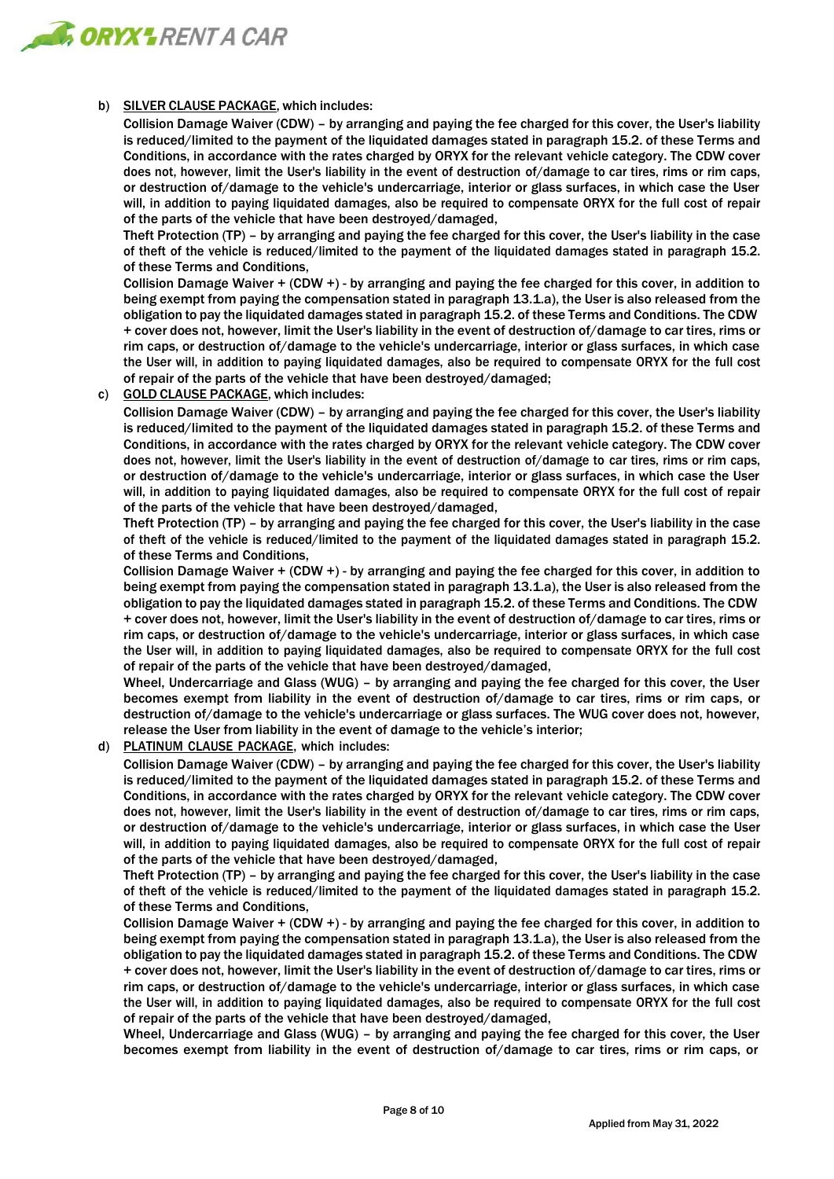b) <u>SILVER CLAUSE PACKAGE</u>, which includes:

Collision Damage Waiver (CDW) – by arranging and paying the fee charged for this cover, the User's liability is reduced/limited to the payment of the liquidated damages stated in paragraph 15.2. of these Terms and Conditions, in accordance with the rates charged by ORYX for the relevant vehicle category. The CDW cover does not, however, limit the User's liability in the event of destruction of/damage to car tires, rims or rim caps, or destruction of/damage to the vehicle's undercarriage, interior or glass surfaces, in which case the User will, in addition to paying liquidated damages, also be required to compensate ORYX for the full cost of repair of the parts of the vehicle that have been destroyed/damaged,

Theft Protection (TP) – by arranging and paying the fee charged for this cover, the User's liability in the case of theft of the vehicle is reduced/limited to the payment of the liquidated damages stated in paragraph 15.2. of these Terms and Conditions,

Collision Damage Waiver + (CDW +) - by arranging and paying the fee charged for this cover, in addition to being exempt from paying the compensation stated in paragraph 13.1.a), the User is also released from the obligation to pay the liquidated damages stated in paragraph 15.2. of these Terms and Conditions. The CDW + cover does not, however, limit the User's liability in the event of destruction of/damage to car tires, rims or rim caps, or destruction of/damage to the vehicle's undercarriage, interior or glass surfaces, in which case the User will, in addition to paying liquidated damages, also be required to compensate ORYX for the full cost of repair of the parts of the vehicle that have been destroyed/damaged;

c) <u>GOLD CLAUSE PACKAGE</u>, which includes:

Collision Damage Waiver (CDW) – by arranging and paying the fee charged for this cover, the User's liability is reduced/limited to the payment of the liquidated damages stated in paragraph 15.2. of these Terms and Conditions, in accordance with the rates charged by ORYX for the relevant vehicle category. The CDW cover does not, however, limit the User's liability in the event of destruction of/damage to car tires, rims or rim caps, or destruction of/damage to the vehicle's undercarriage, interior or glass surfaces, in which case the User will, in addition to paying liquidated damages, also be required to compensate ORYX for the full cost of repair of the parts of the vehicle that have been destroyed/damaged,

Theft Protection (TP) – by arranging and paying the fee charged for this cover, the User's liability in the case of theft of the vehicle is reduced/limited to the payment of the liquidated damages stated in paragraph 15.2. of these Terms and Conditions,

Collision Damage Waiver + (CDW +) - by arranging and paying the fee charged for this cover, in addition to being exempt from paying the compensation stated in paragraph 13.1.a), the User is also released from the obligation to pay the liquidated damages stated in paragraph 15.2. of these Terms and Conditions. The CDW + cover does not, however, limit the User's liability in the event of destruction of/damage to car tires, rims or rim caps, or destruction of/damage to the vehicle's undercarriage, interior or glass surfaces, in which case the User will, in addition to paying liquidated damages, also be required to compensate ORYX for the full cost of repair of the parts of the vehicle that have been destroyed/damaged,

Wheel, Undercarriage and Glass (WUG) – by arranging and paying the fee charged for this cover, the User becomes exempt from liability in the event of destruction of/damage to car tires, rims or rim caps, or destruction of/damage to the vehicle's undercarriage or glass surfaces. The WUG cover does not, however, release the User from liability in the event of damage to the vehicle's interior;

d) <u>PLATINUM CLAUSE PACKAGE</u>, which includes:

Collision Damage Waiver (CDW) – by arranging and paying the fee charged for this cover, the User's liability is reduced/limited to the payment of the liquidated damages stated in paragraph 15.2. of these Terms and Conditions, in accordance with the rates charged by ORYX for the relevant vehicle category. The CDW cover does not, however, limit the User's liability in the event of destruction of/damage to car tires, rims or rim caps, or destruction of/damage to the vehicle's undercarriage, interior or glass surfaces, in which case the User will, in addition to paying liquidated damages, also be required to compensate ORYX for the full cost of repair of the parts of the vehicle that have been destroyed/damaged,

Theft Protection (TP) – by arranging and paying the fee charged for this cover, the User's liability in the case of theft of the vehicle is reduced/limited to the payment of the liquidated damages stated in paragraph 15.2. of these Terms and Conditions,

Collision Damage Waiver + (CDW +) - by arranging and paying the fee charged for this cover, in addition to being exempt from paying the compensation stated in paragraph 13.1.a), the User is also released from the obligation to pay the liquidated damages stated in paragraph 15.2. of these Terms and Conditions. The CDW + cover does not, however, limit the User's liability in the event of destruction of/damage to car tires, rims or rim caps, or destruction of/damage to the vehicle's undercarriage, interior or glass surfaces, in which case the User will, in addition to paying liquidated damages, also be required to compensate ORYX for the full cost of repair of the parts of the vehicle that have been destroyed/damaged,

Wheel, Undercarriage and Glass (WUG) – by arranging and paying the fee charged for this cover, the User becomes exempt from liability in the event of destruction of/damage to car tires, rims or rim caps, or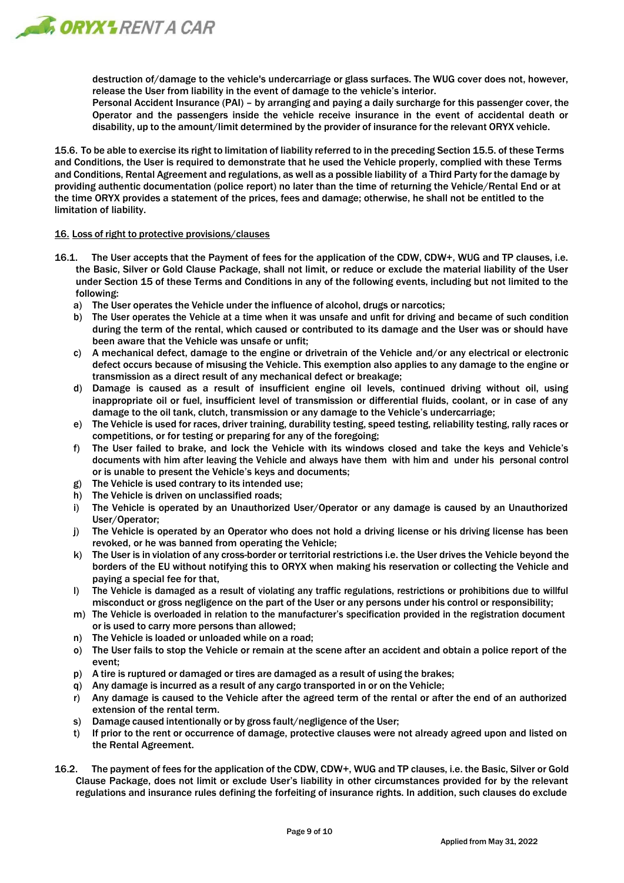destruction of/damage to the vehicle's undercarriage or glass surfaces. The WUG cover does not, however, release the User from liability in the event of damage to the vehicle's interior.
Personal Accident Insurance (PAI) – by arranging and paying a daily surcharge for this passenger cover, the Operator and the passengers inside the vehicle receive insurance in the event of accidental death or disability, up to the amount/limit determined by the provider of insurance for the relevant ORYX vehicle.

15.6. To be able to exercise its right to limitation of liability referred to in the preceding Section 15.5. of these Terms and Conditions, the User is required to demonstrate that he used the Vehicle properly, complied with these Terms and Conditions, Rental Agreement and regulations, as well as a possible liability of a Third Party for the damage by providing authentic documentation (police report) no later than the time of returning the Vehicle/Rental End or at the time ORYX provides a statement of the prices, fees and damage; otherwise, he shall not be entitled to the limitation of liability.

## 16. Loss of right to protective provisions/clauses

16.1. The User accepts that the Payment of fees for the application of the CDW, CDW+, WUG and TP clauses, i.e. the Basic, Silver or Gold Clause Package, shall not limit, or reduce or exclude the material liability of the User under Section 15 of these Terms and Conditions in any of the following events, including but not limited to the following:

a) The User operates the Vehicle under the influence of alcohol, drugs or narcotics;
b) The User operates the Vehicle at a time when it was unsafe and unfit for driving and became of such condition during the term of the rental, which caused or contributed to its damage and the User was or should have been aware that the Vehicle was unsafe or unfit;
c) A mechanical defect, damage to the engine or drivetrain of the Vehicle and/or any electrical or electronic defect occurs because of misusing the Vehicle. This exemption also applies to any damage to the engine or transmission as a direct result of any mechanical defect or breakage;
d) Damage is caused as a result of insufficient engine oil levels, continued driving without oil, using inappropriate oil or fuel, insufficient level of transmission or differential fluids, coolant, or in case of any damage to the oil tank, clutch, transmission or any damage to the Vehicle's undercarriage;
e) The Vehicle is used for races, driver training, durability testing, speed testing, reliability testing, rally races or competitions, or for testing or preparing for any of the foregoing;
f) The User failed to brake, and lock the Vehicle with its windows closed and take the keys and Vehicle's documents with him after leaving the Vehicle and always have them with him and under his personal control or is unable to present the Vehicle's keys and documents;
g) The Vehicle is used contrary to its intended use;
h) The Vehicle is driven on unclassified roads;
i) The Vehicle is operated by an Unauthorized User/Operator or any damage is caused by an Unauthorized User/Operator;
j) The Vehicle is operated by an Operator who does not hold a driving license or his driving license has been revoked, or he was banned from operating the Vehicle;
k) The User is in violation of any cross-border or territorial restrictions i.e. the User drives the Vehicle beyond the borders of the EU without notifying this to ORYX when making his reservation or collecting the Vehicle and paying a special fee for that,
l) The Vehicle is damaged as a result of violating any traffic regulations, restrictions or prohibitions due to willful misconduct or gross negligence on the part of the User or any persons under his control or responsibility;
m) The Vehicle is overloaded in relation to the manufacturer's specification provided in the registration document or is used to carry more persons than allowed;
n) The Vehicle is loaded or unloaded while on a road;
o) The User fails to stop the Vehicle or remain at the scene after an accident and obtain a police report of the event;
p) A tire is ruptured or damaged or tires are damaged as a result of using the brakes;
q) Any damage is incurred as a result of any cargo transported in or on the Vehicle;
r) Any damage is caused to the Vehicle after the agreed term of the rental or after the end of an authorized extension of the rental term.
s) Damage caused intentionally or by gross fault/negligence of the User;
t) If prior to the rent or occurrence of damage, protective clauses were not already agreed upon and listed on the Rental Agreement.

16.2. The payment of fees for the application of the CDW, CDW+, WUG and TP clauses, i.e. the Basic, Silver or Gold Clause Package, does not limit or exclude User's liability in other circumstances provided for by the relevant regulations and insurance rules defining the forfeiting of insurance rights. In addition, such clauses do exclude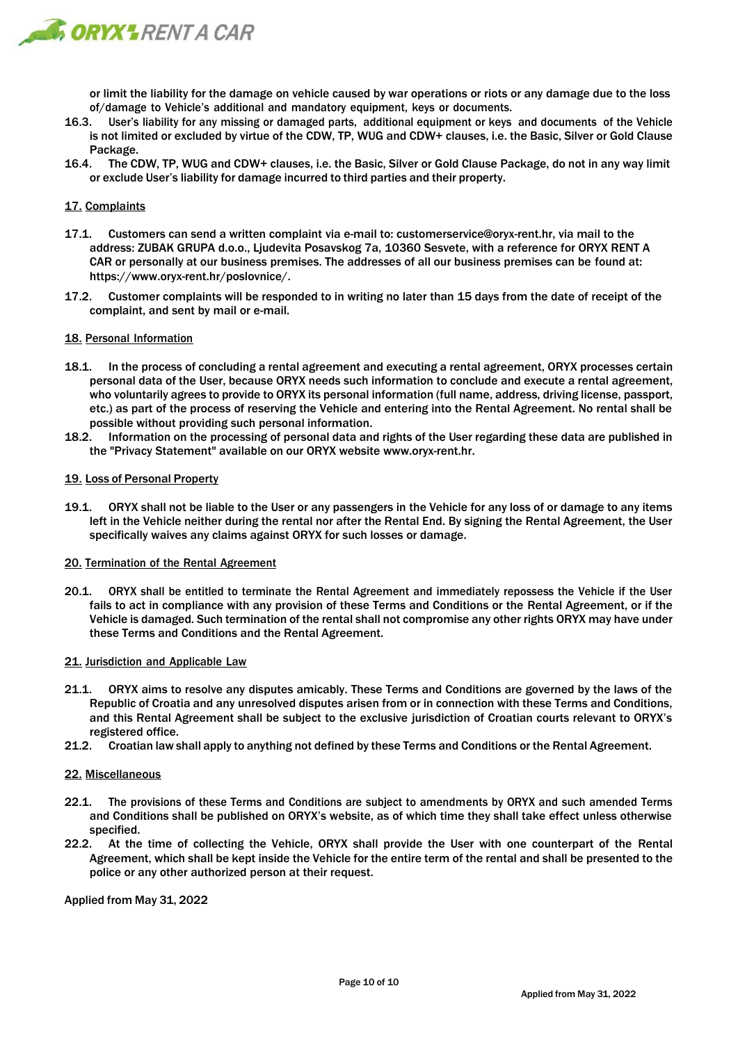or limit the liability for the damage on vehicle caused by war operations or riots or any damage due to the loss of/damage to Vehicle's additional and mandatory equipment, keys or documents.

16.3. User's liability for any missing or damaged parts, additional equipment or keys and documents of the Vehicle is not limited or excluded by virtue of the CDW, TP, WUG and CDW+ clauses, i.e. the Basic, Silver or Gold Clause Package.

16.4. The CDW, TP, WUG and CDW+ clauses, i.e. the Basic, Silver or Gold Clause Package, do not in any way limit or exclude User's liability for damage incurred to third parties and their property.

## 17. Complaints

17.1. Customers can send a written complaint via e-mail to: customerservice@oryx-rent.hr, via mail to the address: ZUBAK GRUPA d.o.o., Ljudevita Posavskog 7a, 10360 Sesvete, with a reference for ORYX RENT A CAR or personally at our business premises. The addresses of all our business premises can be found at: https://www.oryx-rent.hr/poslovnice/.

17.2. Customer complaints will be responded to in writing no later than 15 days from the date of receipt of the complaint, and sent by mail or e-mail.

## 18. Personal Information

18.1. In the process of concluding a rental agreement and executing a rental agreement, ORYX processes certain personal data of the User, because ORYX needs such information to conclude and execute a rental agreement, who voluntarily agrees to provide to ORYX its personal information (full name, address, driving license, passport, etc.) as part of the process of reserving the Vehicle and entering into the Rental Agreement. No rental shall be possible without providing such personal information.

18.2. Information on the processing of personal data and rights of the User regarding these data are published in the "Privacy Statement" available on our ORYX website www.oryx-rent.hr.

## 19. Loss of Personal Property

19.1. ORYX shall not be liable to the User or any passengers in the Vehicle for any loss of or damage to any items left in the Vehicle neither during the rental nor after the Rental End. By signing the Rental Agreement, the User specifically waives any claims against ORYX for such losses or damage.

## 20. Termination of the Rental Agreement

20.1. ORYX shall be entitled to terminate the Rental Agreement and immediately repossess the Vehicle if the User fails to act in compliance with any provision of these Terms and Conditions or the Rental Agreement, or if the Vehicle is damaged. Such termination of the rental shall not compromise any other rights ORYX may have under these Terms and Conditions and the Rental Agreement.

## 21. Jurisdiction and Applicable Law

21.1. ORYX aims to resolve any disputes amicably. These Terms and Conditions are governed by the laws of the Republic of Croatia and any unresolved disputes arisen from or in connection with these Terms and Conditions, and this Rental Agreement shall be subject to the exclusive jurisdiction of Croatian courts relevant to ORYX's registered office.

21.2. Croatian law shall apply to anything not defined by these Terms and Conditions or the Rental Agreement.

## 22. Miscellaneous

22.1. The provisions of these Terms and Conditions are subject to amendments by ORYX and such amended Terms and Conditions shall be published on ORYX's website, as of which time they shall take effect unless otherwise specified.

22.2. At the time of collecting the Vehicle, ORYX shall provide the User with one counterpart of the Rental Agreement, which shall be kept inside the Vehicle for the entire term of the rental and shall be presented to the police or any other authorized person at their request.

Applied from May 31, 2022